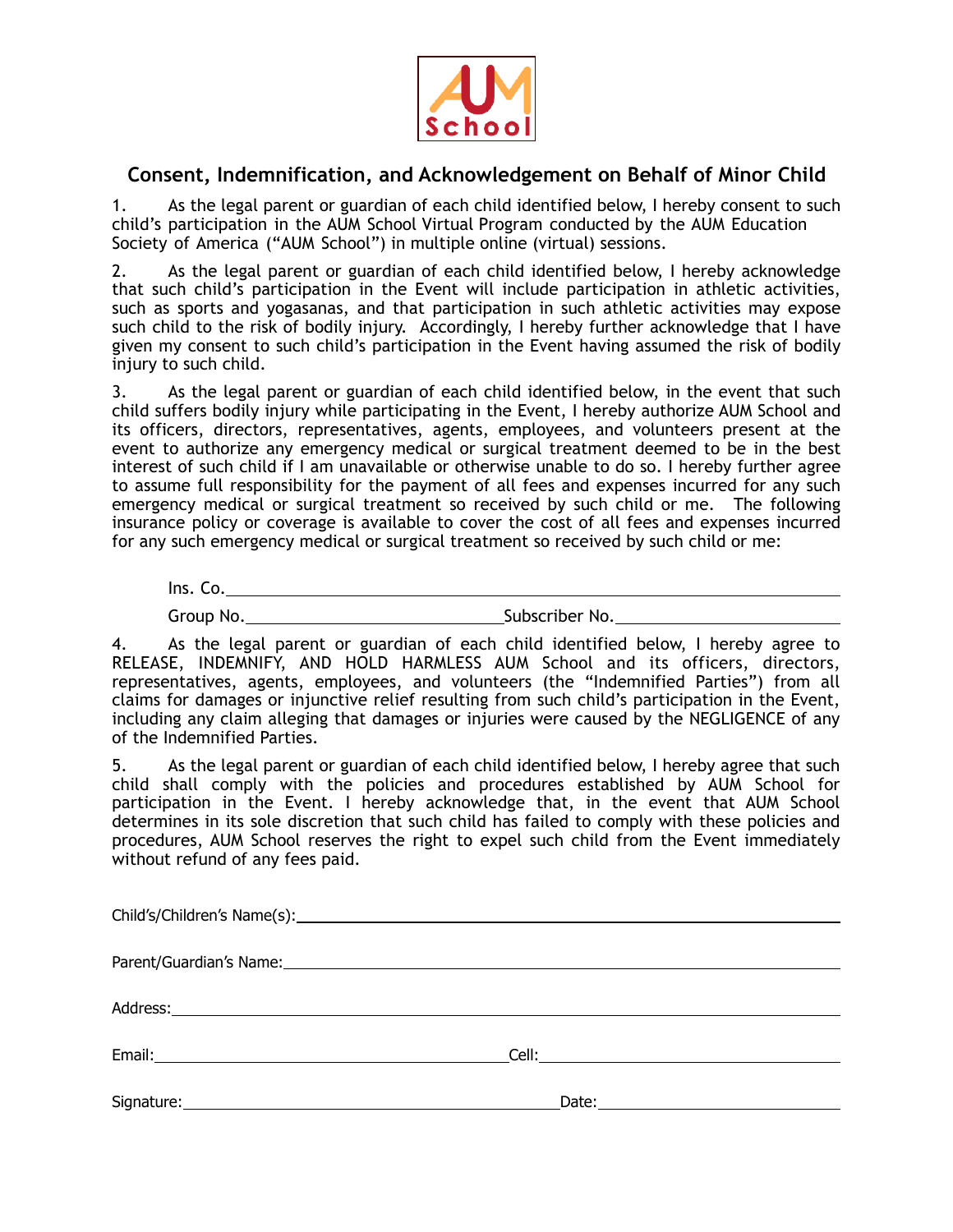AUM School

## Consent, Indemnification, and Acknowledgement on Behalf of Minor Child

1. As the legal parent or guardian of each child identified below, I hereby consent to such child's participation in the AUM School Virtual Program conducted by the AUM Education Society of America ("AUM School") in multiple online (virtual) sessions.

2. As the legal parent or guardian of each child identified below, I hereby acknowledge that such child's participation in the Event will include participation in athletic activities, such as sports and yogasanas, and that participation in such athletic activities may expose such child to the risk of bodily injury. Accordingly, I hereby further acknowledge that I have given my consent to such child's participation in the Event having assumed the risk of bodily injury to such child.

3. As the legal parent or guardian of each child identified below, in the event that such child suffers bodily injury while participating in the Event, I hereby authorize AUM School and its officers, directors, representatives, agents, employees, and volunteers present at the event to authorize any emergency medical or surgical treatment deemed to be in the best interest of such child if I am unavailable or otherwise unable to do so. I hereby further agree to assume full responsibility for the payment of all fees and expenses incurred for any such emergency medical or surgical treatment so received by such child or me. The following insurance policy or coverage is available to cover the cost of all fees and expenses incurred for any such emergency medical or surgical treatment so received by such child or me:

Ins. Co.\_\_\_\_\_\_\_\_\_\_\_\_\_\_\_\_\_\_\_\_\_\_\_\_\_\_\_\_\_\_\_\_\_\_\_\_\_\_\_\_

Group No.\_\_\_\_\_\_\_\_\_\_\_\_\_\_\_\_\_\_\_\_ Subscriber No.\_\_\_\_\_\_\_\_\_\_\_\_\_\_\_\_\_\_\_\_

4. As the legal parent or guardian of each child identified below, I hereby agree to RELEASE, INDEMNIFY, AND HOLD HARMLESS AUM School and its officers, directors, representatives, agents, employees, and volunteers (the "Indemnified Parties") from all claims for damages or injunctive relief resulting from such child's participation in the Event, including any claim alleging that damages or injuries were caused by the NEGLIGENCE of any of the Indemnified Parties.

5. As the legal parent or guardian of each child identified below, I hereby agree that such child shall comply with the policies and procedures established by AUM School for participation in the Event. I hereby acknowledge that, in the event that AUM School determines in its sole discretion that such child has failed to comply with these policies and procedures, AUM School reserves the right to expel such child from the Event immediately without refund of any fees paid.

Child's/Children's Name(s):\_\_\_\_\_\_\_\_\_\_\_\_\_\_\_\_\_\_\_\_\_\_\_\_\_\_\_\_\_\_\_\_\_\_\_\_\_\_\_\_

Parent/Guardian's Name:\_\_\_\_\_\_\_\_\_\_\_\_\_\_\_\_\_\_\_\_\_\_\_\_\_\_\_\_\_\_\_\_\_\_\_\_\_\_\_\_

Address:\_\_\_\_\_\_\_\_\_\_\_\_\_\_\_\_\_\_\_\_\_\_\_\_\_\_\_\_\_\_\_\_\_\_\_\_\_\_\_\_

Email:\_\_\_\_\_\_\_\_\_\_\_\_\_\_\_\_\_\_\_\_\_\_\_\_\_\_\_\_ Cell:\_\_\_\_\_\_\_\_\_\_\_\_\_\_\_\_\_\_\_\_\_\_\_\_

Signature:\_\_\_\_\_\_\_\_\_\_\_\_\_\_\_\_\_\_\_\_\_\_\_\_\_\_\_\_\_\_ Date:\_\_\_\_\_\_\_\_\_\_\_\_\_\_\_\_\_\_\_\_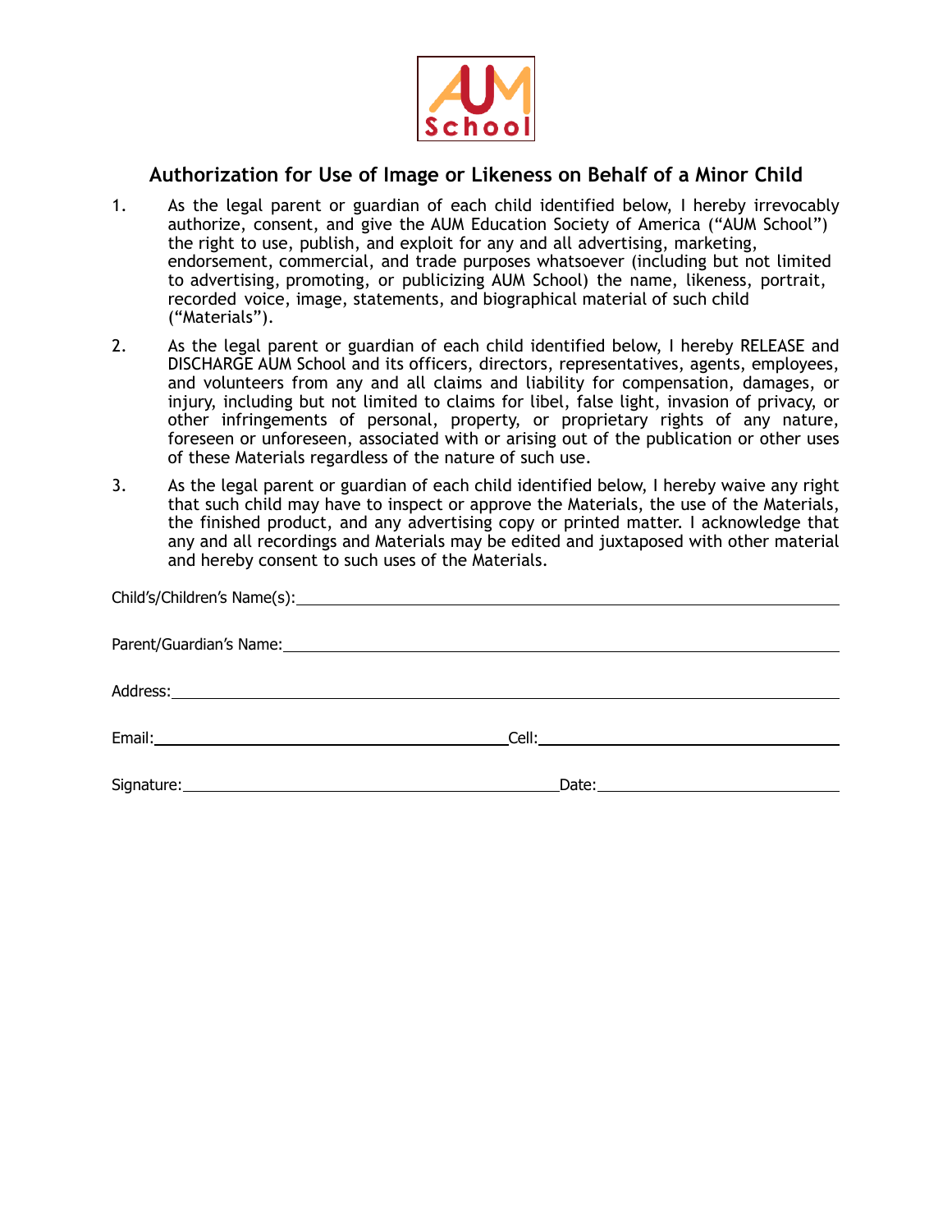AUM School

## Authorization for Use of Image or Likeness on Behalf of a Minor Child

1. As the legal parent or guardian of each child identified below, I hereby irrevocably authorize, consent, and give the AUM Education Society of America ("AUM School") the right to use, publish, and exploit for any and all advertising, marketing, endorsement, commercial, and trade purposes whatsoever (including but not limited to advertising, promoting, or publicizing AUM School) the name, likeness, portrait, recorded voice, image, statements, and biographical material of such child ("Materials").

2. As the legal parent or guardian of each child identified below, I hereby RELEASE and DISCHARGE AUM School and its officers, directors, representatives, agents, employees, and volunteers from any and all claims and liability for compensation, damages, or injury, including but not limited to claims for libel, false light, invasion of privacy, or other infringements of personal, property, or proprietary rights of any nature, foreseen or unforeseen, associated with or arising out of the publication or other uses of these Materials regardless of the nature of such use.

3. As the legal parent or guardian of each child identified below, I hereby waive any right that such child may have to inspect or approve the Materials, the use of the Materials, the finished product, and any advertising copy or printed matter. I acknowledge that any and all recordings and Materials may be edited and juxtaposed with other material and hereby consent to such uses of the Materials.

Child's/Children's Name(s): ____________________________________________

Parent/Guardian's Name: ____________________________________________

Address: ____________________________________________

Email: ______________________ Cell: ______________________

Signature: ______________________ Date: ______________________